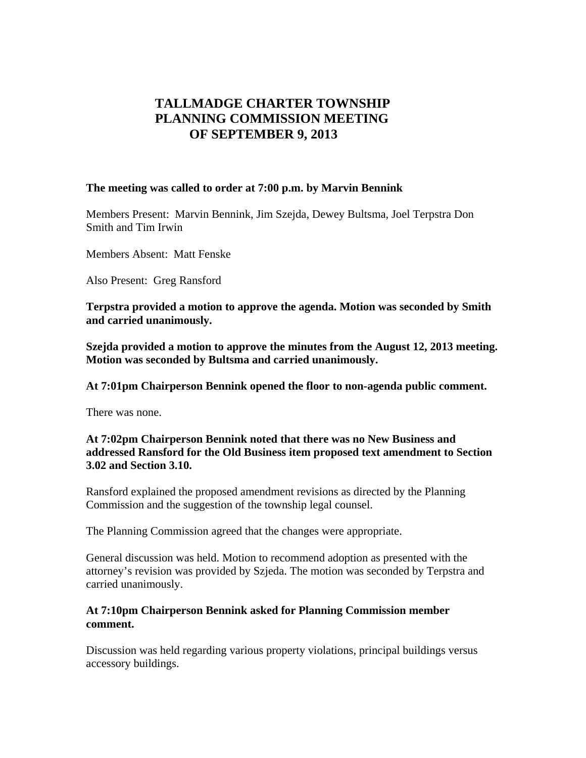# TALLMADGE CHARTER TOWNSHIP
# PLANNING COMMISSION MEETING
# OF SEPTEMBER 9, 2013

**The meeting was called to order at 7:00 p.m. by Marvin Bennink**

Members Present: Marvin Bennink, Jim Szejda, Dewey Bultsma, Joel Terpstra Don Smith and Tim Irwin

Members Absent: Matt Fenske

Also Present: Greg Ransford

**Terpstra provided a motion to approve the agenda. Motion was seconded by Smith and carried unanimously.**

**Szejda provided a motion to approve the minutes from the August 12, 2013 meeting. Motion was seconded by Bultsma and carried unanimously.**

**At 7:01pm Chairperson Bennink opened the floor to non-agenda public comment.**

There was none.

**At 7:02pm Chairperson Bennink noted that there was no New Business and addressed Ransford for the Old Business item proposed text amendment to Section 3.02 and Section 3.10.**

Ransford explained the proposed amendment revisions as directed by the Planning Commission and the suggestion of the township legal counsel.

The Planning Commission agreed that the changes were appropriate.

General discussion was held. Motion to recommend adoption as presented with the attorney's revision was provided by Szjeda. The motion was seconded by Terpstra and carried unanimously.

**At 7:10pm Chairperson Bennink asked for Planning Commission member comment.**

Discussion was held regarding various property violations, principal buildings versus accessory buildings.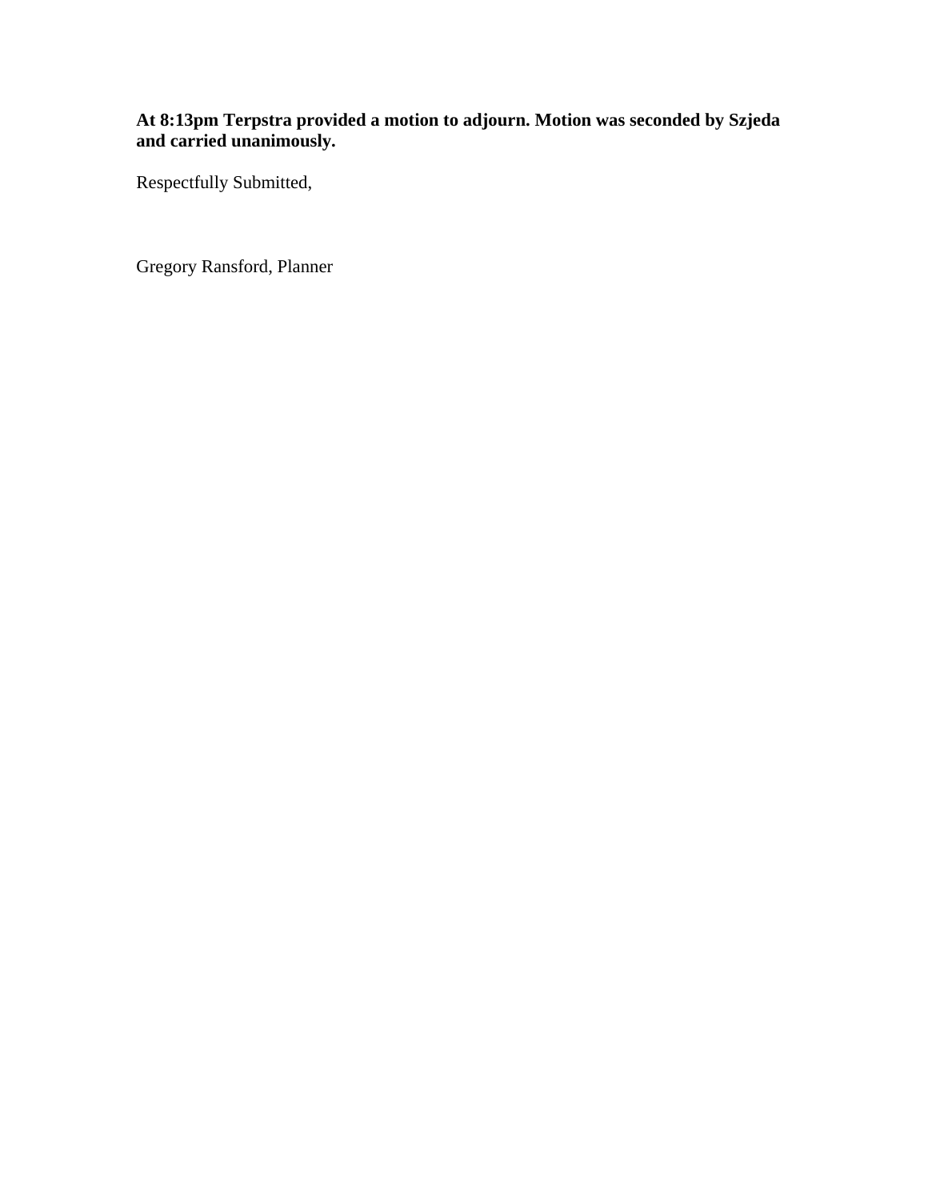**At 8:13pm Terpstra provided a motion to adjourn. Motion was seconded by Szjeda and carried unanimously.**

Respectfully Submitted,

Gregory Ransford, Planner